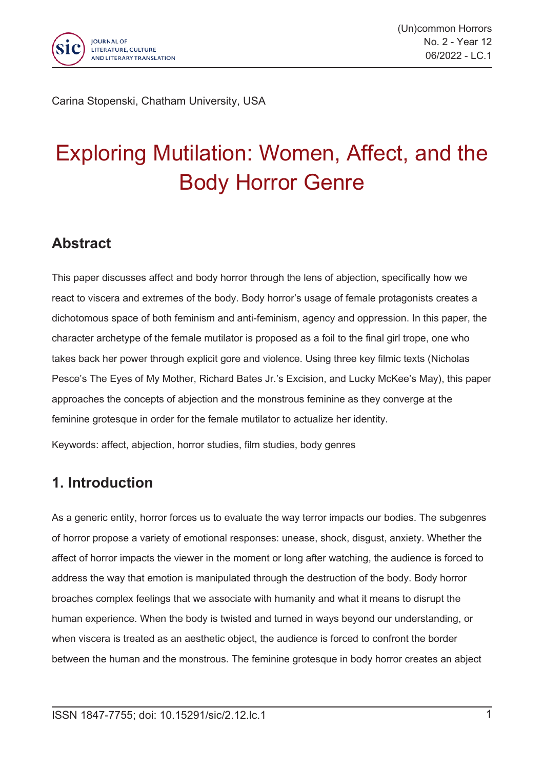Carina Stopenski, Chatham University, USA

# Exploring Mutilation: Women, Affect, and the Body Horror Genre

## Abstract

This paper discusses affect and body horror through the lens of abjection, specifically how we react to viscera and extremes of the body. Body horror's usage of female protagonists creates a dichotomous space of both feminism and anti-feminism, agency and oppression. In this paper, the character archetype of the female mutilator is proposed as a foil to the final girl trope, one who takes back her power through explicit gore and violence. Using three key filmic texts (Nicholas Pesce's The Eyes of My Mother, Richard Bates Jr.'s Excision, and Lucky McKee's May), this paper approaches the concepts of abjection and the monstrous feminine as they converge at the feminine grotesque in order for the female mutilator to actualize her identity.

Keywords: affect, abjection, horror studies, film studies, body genres

## 1. Introduction

As a generic entity, horror forces us to evaluate the way terror impacts our bodies. The subgenres of horror propose a variety of emotional responses: unease, shock, disgust, anxiety. Whether the affect of horror impacts the viewer in the moment or long after watching, the audience is forced to address the way that emotion is manipulated through the destruction of the body. Body horror broaches complex feelings that we associate with humanity and what it means to disrupt the human experience. When the body is twisted and turned in ways beyond our understanding, or when viscera is treated as an aesthetic object, the audience is forced to confront the border between the human and the monstrous. The feminine grotesque in body horror creates an abject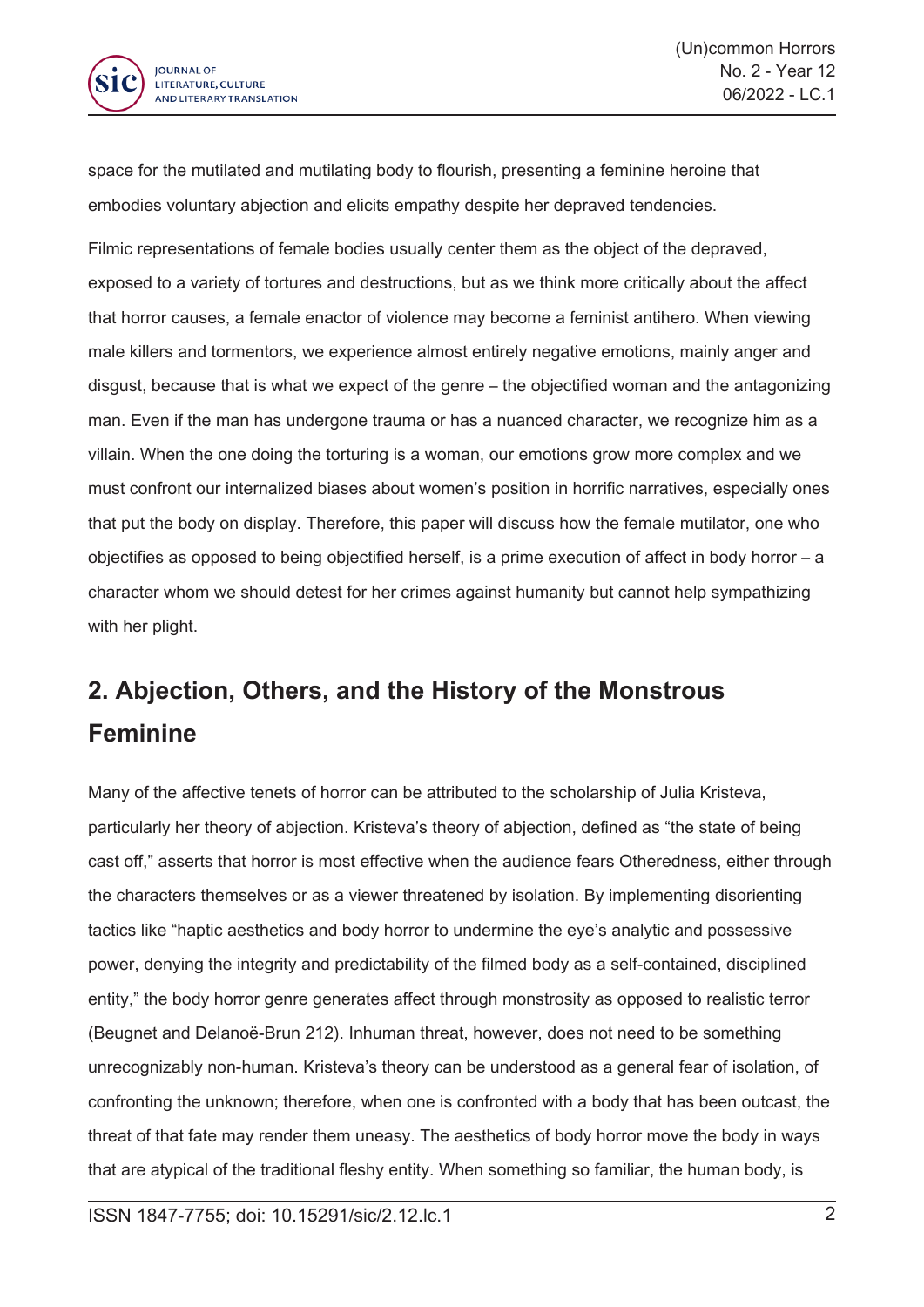space for the mutilated and mutilating body to flourish, presenting a feminine heroine that embodies voluntary abjection and elicits empathy despite her depraved tendencies.

Filmic representations of female bodies usually center them as the object of the depraved, exposed to a variety of tortures and destructions, but as we think more critically about the affect that horror causes, a female enactor of violence may become a feminist antihero. When viewing male killers and tormentors, we experience almost entirely negative emotions, mainly anger and disgust, because that is what we expect of the genre – the objectified woman and the antagonizing man. Even if the man has undergone trauma or has a nuanced character, we recognize him as a villain. When the one doing the torturing is a woman, our emotions grow more complex and we must confront our internalized biases about women's position in horrific narratives, especially ones that put the body on display. Therefore, this paper will discuss how the female mutilator, one who objectifies as opposed to being objectified herself, is a prime execution of affect in body horror – a character whom we should detest for her crimes against humanity but cannot help sympathizing with her plight.

## 2. Abjection, Others, and the History of the Monstrous Feminine

Many of the affective tenets of horror can be attributed to the scholarship of Julia Kristeva, particularly her theory of abjection. Kristeva's theory of abjection, defined as "the state of being cast off," asserts that horror is most effective when the audience fears Otheredness, either through the characters themselves or as a viewer threatened by isolation. By implementing disorienting tactics like "haptic aesthetics and body horror to undermine the eye's analytic and possessive power, denying the integrity and predictability of the filmed body as a self-contained, disciplined entity," the body horror genre generates affect through monstrosity as opposed to realistic terror (Beugnet and Delanoë-Brun 212). Inhuman threat, however, does not need to be something unrecognizably non-human. Kristeva's theory can be understood as a general fear of isolation, of confronting the unknown; therefore, when one is confronted with a body that has been outcast, the threat of that fate may render them uneasy. The aesthetics of body horror move the body in ways that are atypical of the traditional fleshy entity. When something so familiar, the human body, is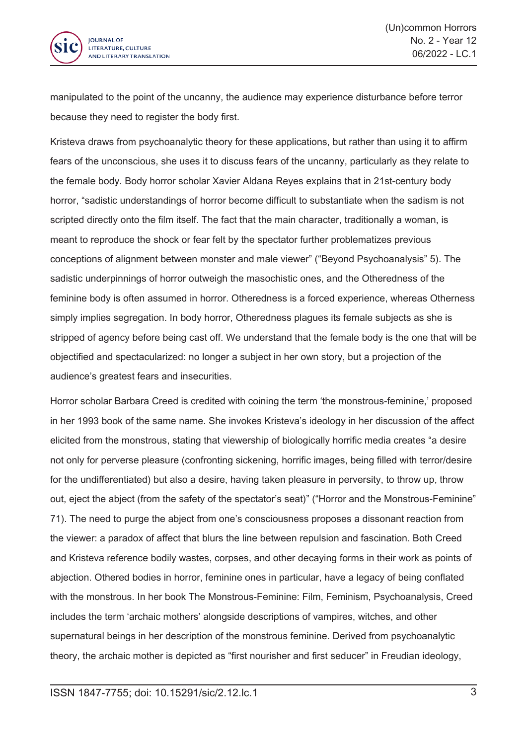manipulated to the point of the uncanny, the audience may experience disturbance before terror because they need to register the body first.

Kristeva draws from psychoanalytic theory for these applications, but rather than using it to affirm fears of the unconscious, she uses it to discuss fears of the uncanny, particularly as they relate to the female body. Body horror scholar Xavier Aldana Reyes explains that in 21st-century body horror, "sadistic understandings of horror become difficult to substantiate when the sadism is not scripted directly onto the film itself. The fact that the main character, traditionally a woman, is meant to reproduce the shock or fear felt by the spectator further problematizes previous conceptions of alignment between monster and male viewer" ("Beyond Psychoanalysis" 5). The sadistic underpinnings of horror outweigh the masochistic ones, and the Otheredness of the feminine body is often assumed in horror. Otheredness is a forced experience, whereas Otherness simply implies segregation. In body horror, Otheredness plagues its female subjects as she is stripped of agency before being cast off. We understand that the female body is the one that will be objectified and spectacularized: no longer a subject in her own story, but a projection of the audience's greatest fears and insecurities.

Horror scholar Barbara Creed is credited with coining the term 'the monstrous-feminine,' proposed in her 1993 book of the same name. She invokes Kristeva's ideology in her discussion of the affect elicited from the monstrous, stating that viewership of biologically horrific media creates "a desire not only for perverse pleasure (confronting sickening, horrific images, being filled with terror/desire for the undifferentiated) but also a desire, having taken pleasure in perversity, to throw up, throw out, eject the abject (from the safety of the spectator's seat)" ("Horror and the Monstrous-Feminine" 71). The need to purge the abject from one's consciousness proposes a dissonant reaction from the viewer: a paradox of affect that blurs the line between repulsion and fascination. Both Creed and Kristeva reference bodily wastes, corpses, and other decaying forms in their work as points of abjection. Othered bodies in horror, feminine ones in particular, have a legacy of being conflated with the monstrous. In her book The Monstrous-Feminine: Film, Feminism, Psychoanalysis, Creed includes the term 'archaic mothers' alongside descriptions of vampires, witches, and other supernatural beings in her description of the monstrous feminine. Derived from psychoanalytic theory, the archaic mother is depicted as "first nourisher and first seducer" in Freudian ideology,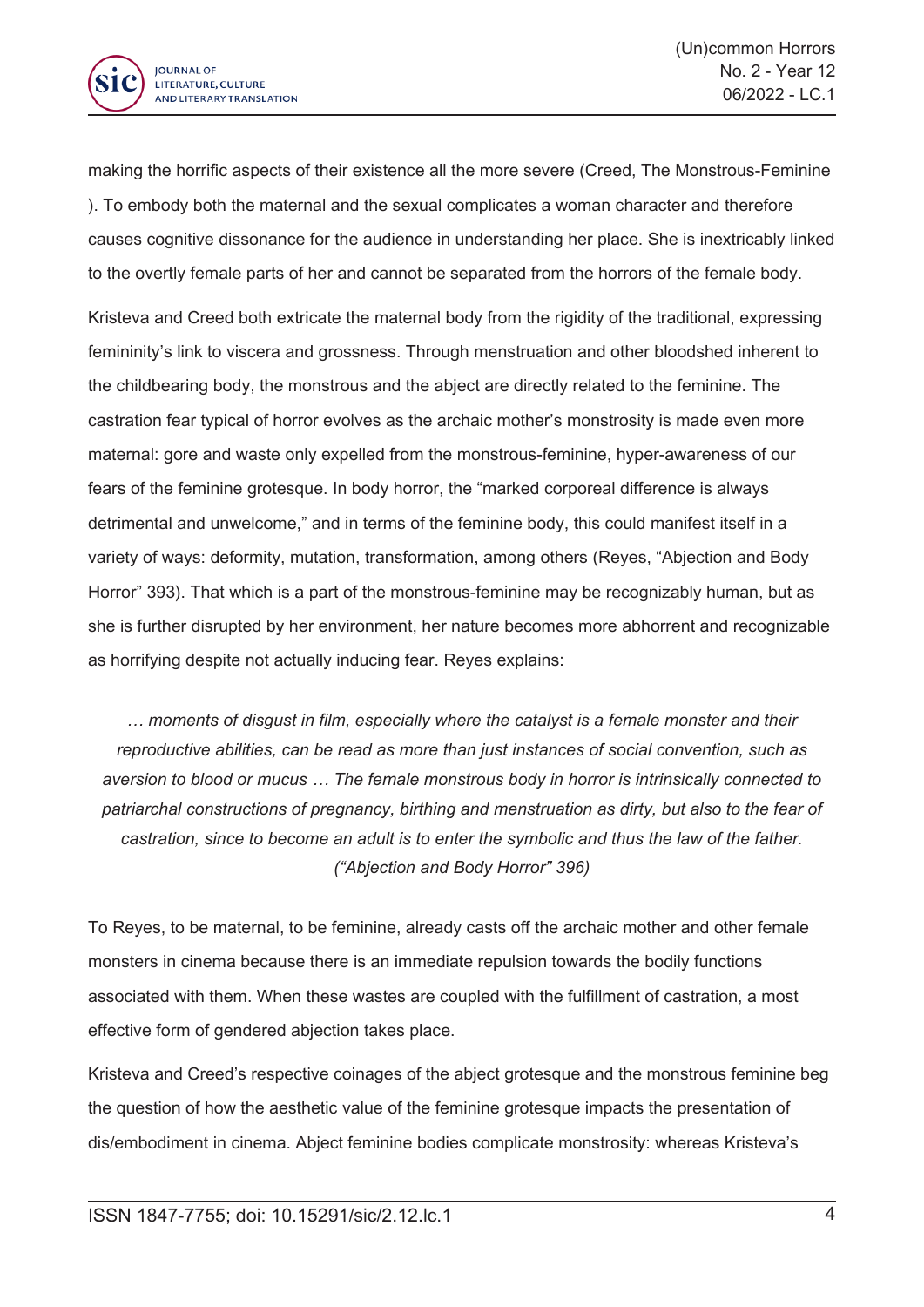making the horrific aspects of their existence all the more severe (Creed, The Monstrous-Feminine ). To embody both the maternal and the sexual complicates a woman character and therefore causes cognitive dissonance for the audience in understanding her place. She is inextricably linked to the overtly female parts of her and cannot be separated from the horrors of the female body.

Kristeva and Creed both extricate the maternal body from the rigidity of the traditional, expressing femininity's link to viscera and grossness. Through menstruation and other bloodshed inherent to the childbearing body, the monstrous and the abject are directly related to the feminine. The castration fear typical of horror evolves as the archaic mother's monstrosity is made even more maternal: gore and waste only expelled from the monstrous-feminine, hyper-awareness of our fears of the feminine grotesque. In body horror, the "marked corporeal difference is always detrimental and unwelcome," and in terms of the feminine body, this could manifest itself in a variety of ways: deformity, mutation, transformation, among others (Reyes, "Abjection and Body Horror" 393). That which is a part of the monstrous-feminine may be recognizably human, but as she is further disrupted by her environment, her nature becomes more abhorrent and recognizable as horrifying despite not actually inducing fear. Reyes explains:

> *… moments of disgust in film, especially where the catalyst is a female monster and their reproductive abilities, can be read as more than just instances of social convention, such as aversion to blood or mucus … The female monstrous body in horror is intrinsically connected to patriarchal constructions of pregnancy, birthing and menstruation as dirty, but also to the fear of castration, since to become an adult is to enter the symbolic and thus the law of the father. ("Abjection and Body Horror" 396)*

To Reyes, to be maternal, to be feminine, already casts off the archaic mother and other female monsters in cinema because there is an immediate repulsion towards the bodily functions associated with them. When these wastes are coupled with the fulfillment of castration, a most effective form of gendered abjection takes place.

Kristeva and Creed's respective coinages of the abject grotesque and the monstrous feminine beg the question of how the aesthetic value of the feminine grotesque impacts the presentation of dis/embodiment in cinema. Abject feminine bodies complicate monstrosity: whereas Kristeva's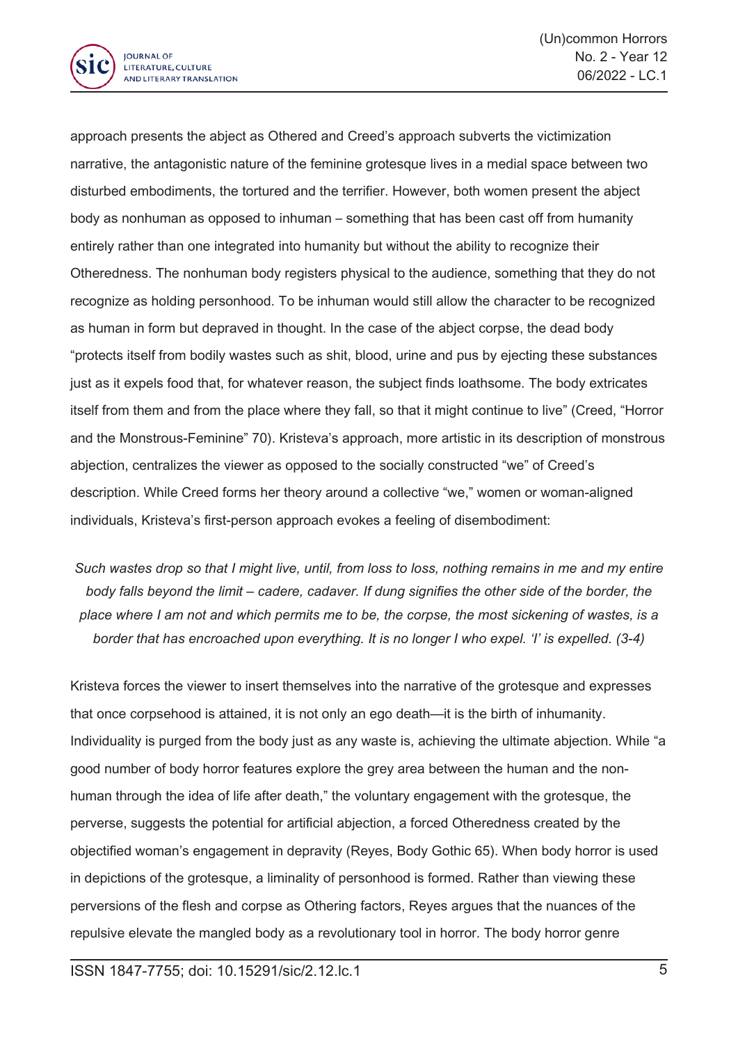approach presents the abject as Othered and Creed's approach subverts the victimization narrative, the antagonistic nature of the feminine grotesque lives in a medial space between two disturbed embodiments, the tortured and the terrifier. However, both women present the abject body as nonhuman as opposed to inhuman – something that has been cast off from humanity entirely rather than one integrated into humanity but without the ability to recognize their Otheredness. The nonhuman body registers physical to the audience, something that they do not recognize as holding personhood. To be inhuman would still allow the character to be recognized as human in form but depraved in thought. In the case of the abject corpse, the dead body "protects itself from bodily wastes such as shit, blood, urine and pus by ejecting these substances just as it expels food that, for whatever reason, the subject finds loathsome. The body extricates itself from them and from the place where they fall, so that it might continue to live" (Creed, "Horror and the Monstrous-Feminine" 70). Kristeva's approach, more artistic in its description of monstrous abjection, centralizes the viewer as opposed to the socially constructed "we" of Creed's description. While Creed forms her theory around a collective "we," women or woman-aligned individuals, Kristeva's first-person approach evokes a feeling of disembodiment:

> *Such wastes drop so that I might live, until, from loss to loss, nothing remains in me and my entire body falls beyond the limit – cadere, cadaver. If dung signifies the other side of the border, the place where I am not and which permits me to be, the corpse, the most sickening of wastes, is a border that has encroached upon everything. It is no longer I who expel. 'I' is expelled. (3-4)*

Kristeva forces the viewer to insert themselves into the narrative of the grotesque and expresses that once corpsehood is attained, it is not only an ego death—it is the birth of inhumanity. Individuality is purged from the body just as any waste is, achieving the ultimate abjection. While "a good number of body horror features explore the grey area between the human and the non-human through the idea of life after death," the voluntary engagement with the grotesque, the perverse, suggests the potential for artificial abjection, a forced Otheredness created by the objectified woman's engagement in depravity (Reyes, Body Gothic 65). When body horror is used in depictions of the grotesque, a liminality of personhood is formed. Rather than viewing these perversions of the flesh and corpse as Othering factors, Reyes argues that the nuances of the repulsive elevate the mangled body as a revolutionary tool in horror. The body horror genre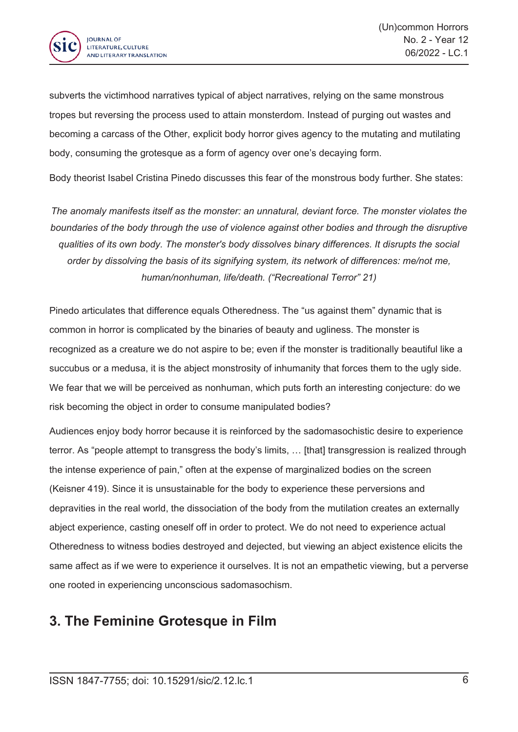subverts the victimhood narratives typical of abject narratives, relying on the same monstrous tropes but reversing the process used to attain monsterdom. Instead of purging out wastes and becoming a carcass of the Other, explicit body horror gives agency to the mutating and mutilating body, consuming the grotesque as a form of agency over one's decaying form.

Body theorist Isabel Cristina Pinedo discusses this fear of the monstrous body further. She states:

> *The anomaly manifests itself as the monster: an unnatural, deviant force. The monster violates the boundaries of the body through the use of violence against other bodies and through the disruptive qualities of its own body. The monster's body dissolves binary differences. It disrupts the social order by dissolving the basis of its signifying system, its network of differences: me/not me, human/nonhuman, life/death. ("Recreational Terror" 21)*

Pinedo articulates that difference equals Otheredness. The "us against them" dynamic that is common in horror is complicated by the binaries of beauty and ugliness. The monster is recognized as a creature we do not aspire to be; even if the monster is traditionally beautiful like a succubus or a medusa, it is the abject monstrosity of inhumanity that forces them to the ugly side. We fear that we will be perceived as nonhuman, which puts forth an interesting conjecture: do we risk becoming the object in order to consume manipulated bodies?

Audiences enjoy body horror because it is reinforced by the sadomasochistic desire to experience terror. As "people attempt to transgress the body's limits, … [that] transgression is realized through the intense experience of pain," often at the expense of marginalized bodies on the screen (Keisner 419). Since it is unsustainable for the body to experience these perversions and depravities in the real world, the dissociation of the body from the mutilation creates an externally abject experience, casting oneself off in order to protect. We do not need to experience actual Otheredness to witness bodies destroyed and dejected, but viewing an abject existence elicits the same affect as if we were to experience it ourselves. It is not an empathetic viewing, but a perverse one rooted in experiencing unconscious sadomasochism.

## 3. The Feminine Grotesque in Film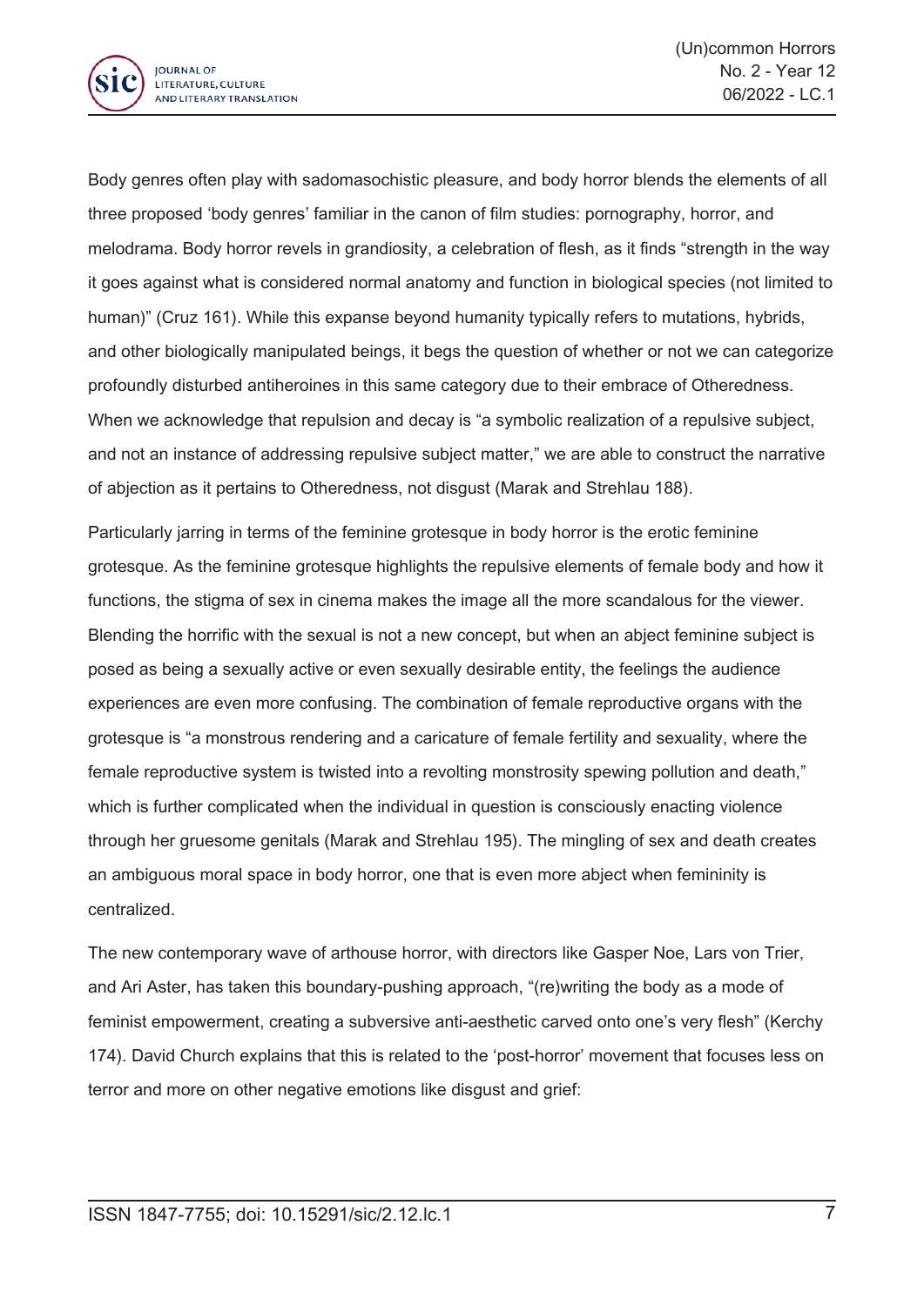Body genres often play with sadomasochistic pleasure, and body horror blends the elements of all three proposed 'body genres' familiar in the canon of film studies: pornography, horror, and melodrama. Body horror revels in grandiosity, a celebration of flesh, as it finds "strength in the way it goes against what is considered normal anatomy and function in biological species (not limited to human)" (Cruz 161). While this expanse beyond humanity typically refers to mutations, hybrids, and other biologically manipulated beings, it begs the question of whether or not we can categorize profoundly disturbed antiheroines in this same category due to their embrace of Otheredness. When we acknowledge that repulsion and decay is "a symbolic realization of a repulsive subject, and not an instance of addressing repulsive subject matter," we are able to construct the narrative of abjection as it pertains to Otheredness, not disgust (Marak and Strehlau 188).

Particularly jarring in terms of the feminine grotesque in body horror is the erotic feminine grotesque. As the feminine grotesque highlights the repulsive elements of female body and how it functions, the stigma of sex in cinema makes the image all the more scandalous for the viewer. Blending the horrific with the sexual is not a new concept, but when an abject feminine subject is posed as being a sexually active or even sexually desirable entity, the feelings the audience experiences are even more confusing. The combination of female reproductive organs with the grotesque is "a monstrous rendering and a caricature of female fertility and sexuality, where the female reproductive system is twisted into a revolting monstrosity spewing pollution and death," which is further complicated when the individual in question is consciously enacting violence through her gruesome genitals (Marak and Strehlau 195). The mingling of sex and death creates an ambiguous moral space in body horror, one that is even more abject when femininity is centralized.

The new contemporary wave of arthouse horror, with directors like Gasper Noe, Lars von Trier, and Ari Aster, has taken this boundary-pushing approach, "(re)writing the body as a mode of feminist empowerment, creating a subversive anti-aesthetic carved onto one's very flesh" (Kerchy 174). David Church explains that this is related to the 'post-horror' movement that focuses less on terror and more on other negative emotions like disgust and grief: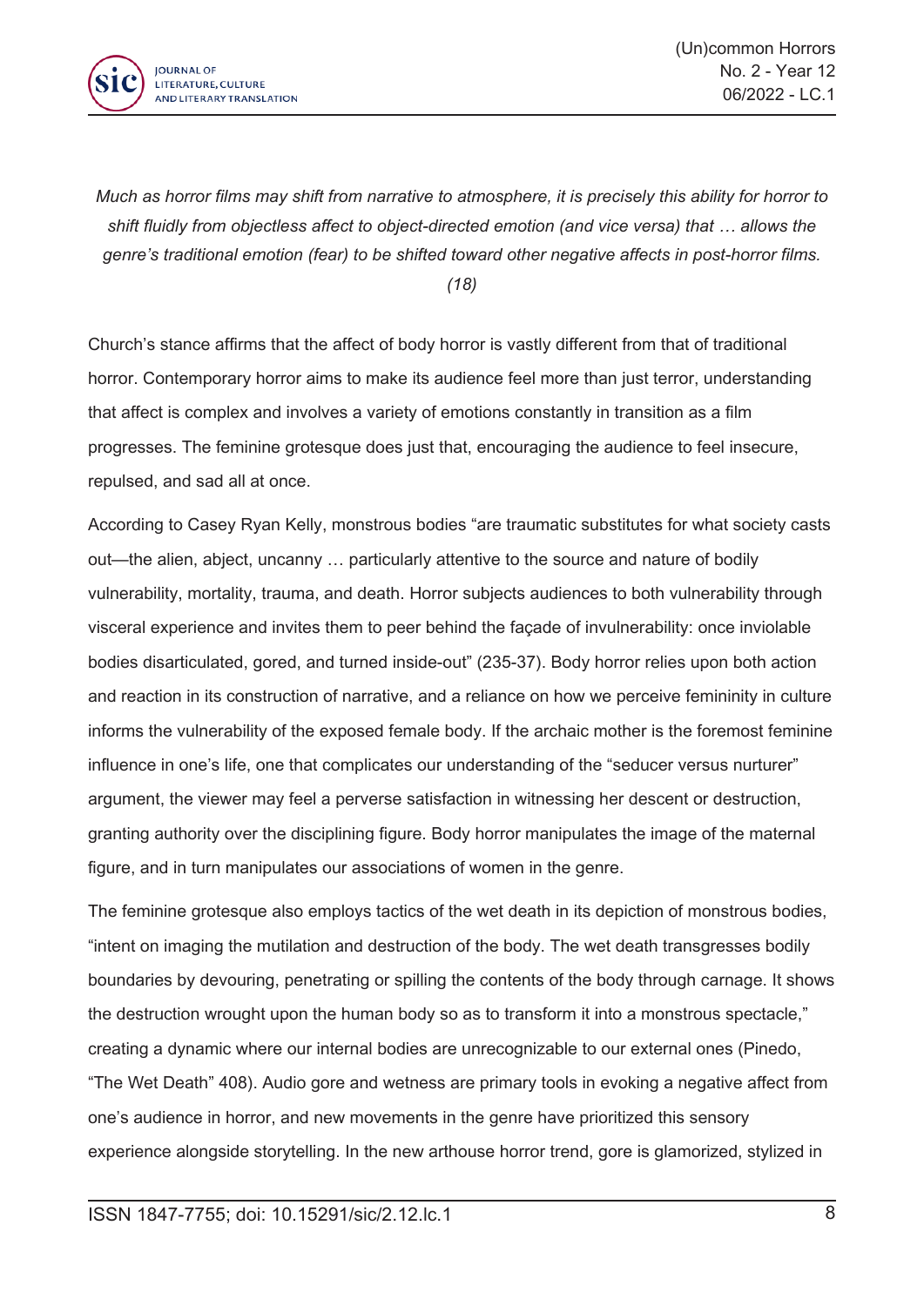*Much as horror films may shift from narrative to atmosphere, it is precisely this ability for horror to shift fluidly from objectless affect to object-directed emotion (and vice versa) that … allows the genre's traditional emotion (fear) to be shifted toward other negative affects in post-horror films. (18)*

Church's stance affirms that the affect of body horror is vastly different from that of traditional horror. Contemporary horror aims to make its audience feel more than just terror, understanding that affect is complex and involves a variety of emotions constantly in transition as a film progresses. The feminine grotesque does just that, encouraging the audience to feel insecure, repulsed, and sad all at once.

According to Casey Ryan Kelly, monstrous bodies "are traumatic substitutes for what society casts out—the alien, abject, uncanny … particularly attentive to the source and nature of bodily vulnerability, mortality, trauma, and death. Horror subjects audiences to both vulnerability through visceral experience and invites them to peer behind the façade of invulnerability: once inviolable bodies disarticulated, gored, and turned inside-out" (235-37). Body horror relies upon both action and reaction in its construction of narrative, and a reliance on how we perceive femininity in culture informs the vulnerability of the exposed female body. If the archaic mother is the foremost feminine influence in one's life, one that complicates our understanding of the "seducer versus nurturer" argument, the viewer may feel a perverse satisfaction in witnessing her descent or destruction, granting authority over the disciplining figure. Body horror manipulates the image of the maternal figure, and in turn manipulates our associations of women in the genre.

The feminine grotesque also employs tactics of the wet death in its depiction of monstrous bodies, "intent on imaging the mutilation and destruction of the body. The wet death transgresses bodily boundaries by devouring, penetrating or spilling the contents of the body through carnage. It shows the destruction wrought upon the human body so as to transform it into a monstrous spectacle," creating a dynamic where our internal bodies are unrecognizable to our external ones (Pinedo, "The Wet Death" 408). Audio gore and wetness are primary tools in evoking a negative affect from one's audience in horror, and new movements in the genre have prioritized this sensory experience alongside storytelling. In the new arthouse horror trend, gore is glamorized, stylized in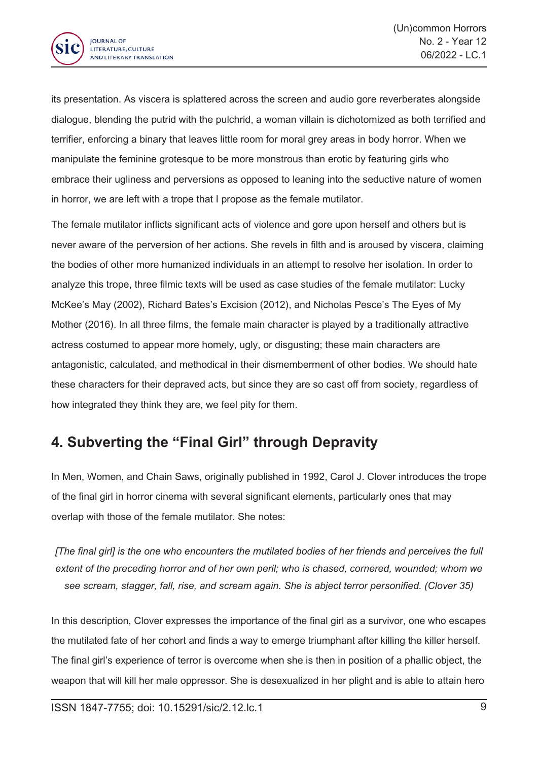its presentation. As viscera is splattered across the screen and audio gore reverberates alongside dialogue, blending the putrid with the pulchrid, a woman villain is dichotomized as both terrified and terrifier, enforcing a binary that leaves little room for moral grey areas in body horror. When we manipulate the feminine grotesque to be more monstrous than erotic by featuring girls who embrace their ugliness and perversions as opposed to leaning into the seductive nature of women in horror, we are left with a trope that I propose as the female mutilator.

The female mutilator inflicts significant acts of violence and gore upon herself and others but is never aware of the perversion of her actions. She revels in filth and is aroused by viscera, claiming the bodies of other more humanized individuals in an attempt to resolve her isolation. In order to analyze this trope, three filmic texts will be used as case studies of the female mutilator: Lucky McKee's May (2002), Richard Bates's Excision (2012), and Nicholas Pesce's The Eyes of My Mother (2016). In all three films, the female main character is played by a traditionally attractive actress costumed to appear more homely, ugly, or disgusting; these main characters are antagonistic, calculated, and methodical in their dismemberment of other bodies. We should hate these characters for their depraved acts, but since they are so cast off from society, regardless of how integrated they think they are, we feel pity for them.

## 4. Subverting the "Final Girl" through Depravity

In Men, Women, and Chain Saws, originally published in 1992, Carol J. Clover introduces the trope of the final girl in horror cinema with several significant elements, particularly ones that may overlap with those of the female mutilator. She notes:

> *[The final girl] is the one who encounters the mutilated bodies of her friends and perceives the full extent of the preceding horror and of her own peril; who is chased, cornered, wounded; whom we see scream, stagger, fall, rise, and scream again. She is abject terror personified. (Clover 35)*

In this description, Clover expresses the importance of the final girl as a survivor, one who escapes the mutilated fate of her cohort and finds a way to emerge triumphant after killing the killer herself. The final girl's experience of terror is overcome when she is then in position of a phallic object, the weapon that will kill her male oppressor. She is desexualized in her plight and is able to attain hero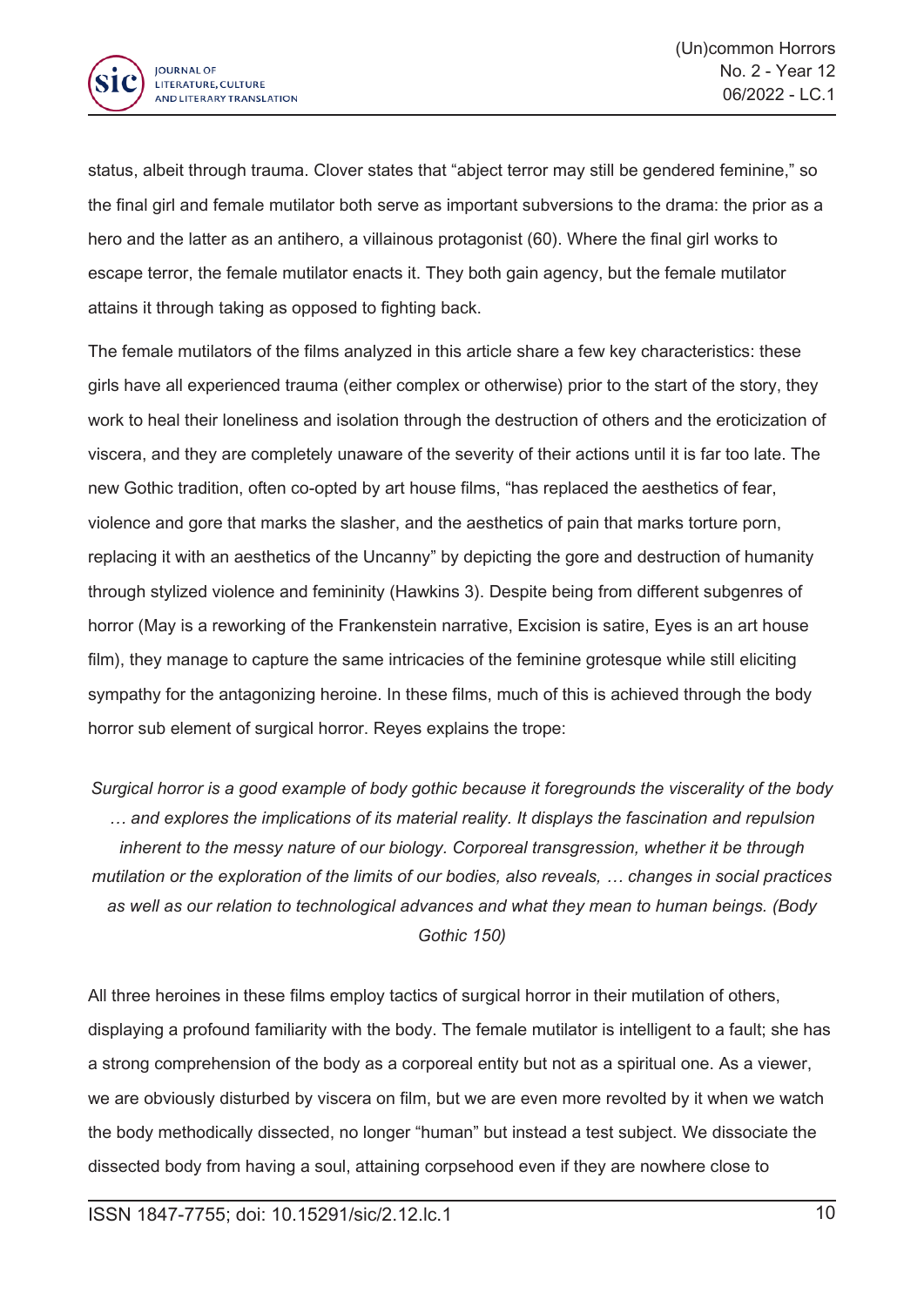status, albeit through trauma. Clover states that “abject terror may still be gendered feminine,” so the final girl and female mutilator both serve as important subversions to the drama: the prior as a hero and the latter as an antihero, a villainous protagonist (60). Where the final girl works to escape terror, the female mutilator enacts it. They both gain agency, but the female mutilator attains it through taking as opposed to fighting back.

The female mutilators of the films analyzed in this article share a few key characteristics: these girls have all experienced trauma (either complex or otherwise) prior to the start of the story, they work to heal their loneliness and isolation through the destruction of others and the eroticization of viscera, and they are completely unaware of the severity of their actions until it is far too late. The new Gothic tradition, often co-opted by art house films, “has replaced the aesthetics of fear, violence and gore that marks the slasher, and the aesthetics of pain that marks torture porn, replacing it with an aesthetics of the Uncanny” by depicting the gore and destruction of humanity through stylized violence and femininity (Hawkins 3). Despite being from different subgenres of horror (May is a reworking of the Frankenstein narrative, Excision is satire, Eyes is an art house film), they manage to capture the same intricacies of the feminine grotesque while still eliciting sympathy for the antagonizing heroine. In these films, much of this is achieved through the body horror sub element of surgical horror. Reyes explains the trope:

> *Surgical horror is a good example of body gothic because it foregrounds the viscerality of the body … and explores the implications of its material reality. It displays the fascination and repulsion inherent to the messy nature of our biology. Corporeal transgression, whether it be through mutilation or the exploration of the limits of our bodies, also reveals, … changes in social practices as well as our relation to technological advances and what they mean to human beings. (Body Gothic 150)*

All three heroines in these films employ tactics of surgical horror in their mutilation of others, displaying a profound familiarity with the body. The female mutilator is intelligent to a fault; she has a strong comprehension of the body as a corporeal entity but not as a spiritual one. As a viewer, we are obviously disturbed by viscera on film, but we are even more revolted by it when we watch the body methodically dissected, no longer “human” but instead a test subject. We dissociate the dissected body from having a soul, attaining corpsehood even if they are nowhere close to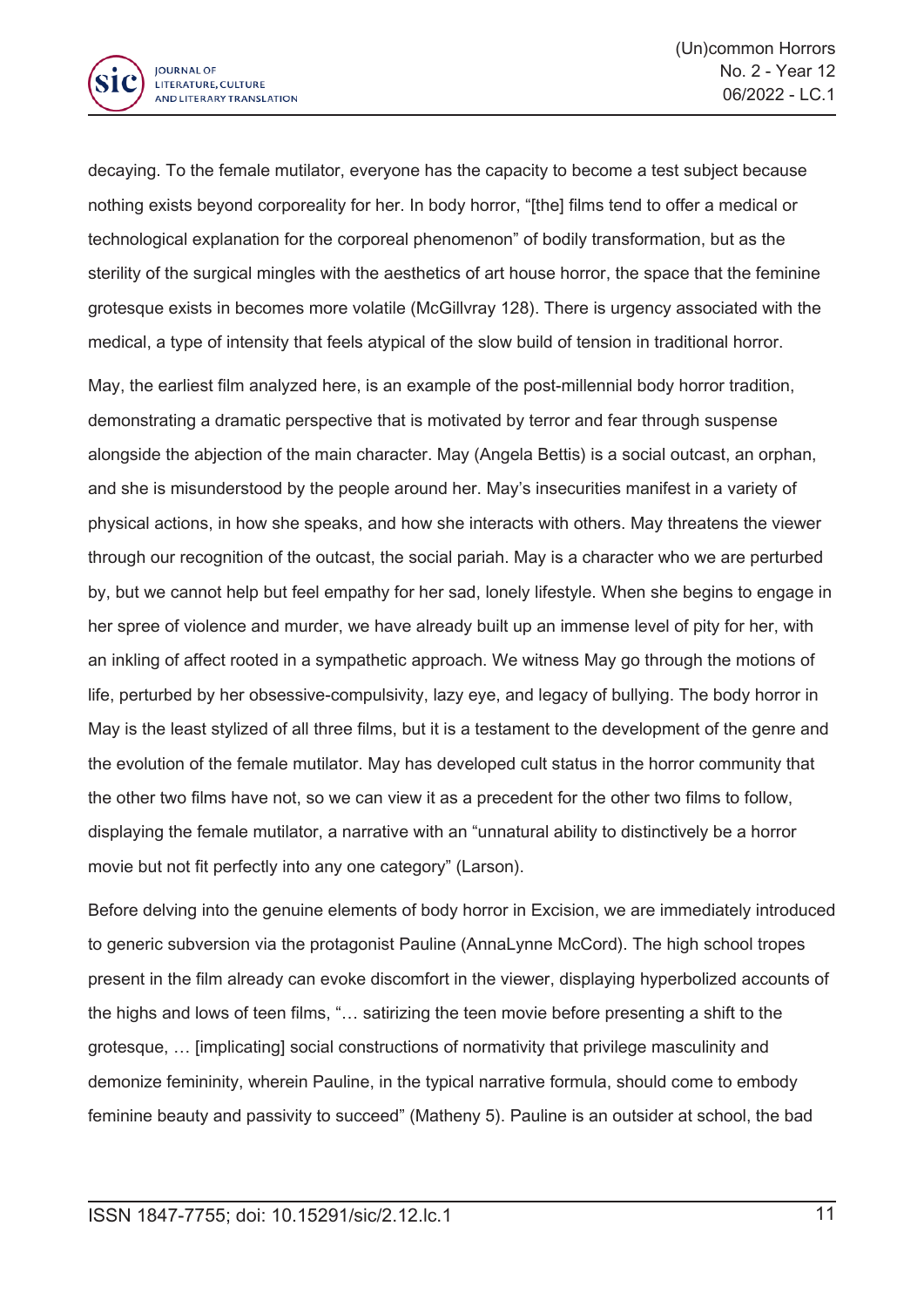decaying. To the female mutilator, everyone has the capacity to become a test subject because nothing exists beyond corporeality for her. In body horror, "[the] films tend to offer a medical or technological explanation for the corporeal phenomenon" of bodily transformation, but as the sterility of the surgical mingles with the aesthetics of art house horror, the space that the feminine grotesque exists in becomes more volatile (McGillvray 128). There is urgency associated with the medical, a type of intensity that feels atypical of the slow build of tension in traditional horror.

May, the earliest film analyzed here, is an example of the post-millennial body horror tradition, demonstrating a dramatic perspective that is motivated by terror and fear through suspense alongside the abjection of the main character. May (Angela Bettis) is a social outcast, an orphan, and she is misunderstood by the people around her. May's insecurities manifest in a variety of physical actions, in how she speaks, and how she interacts with others. May threatens the viewer through our recognition of the outcast, the social pariah. May is a character who we are perturbed by, but we cannot help but feel empathy for her sad, lonely lifestyle. When she begins to engage in her spree of violence and murder, we have already built up an immense level of pity for her, with an inkling of affect rooted in a sympathetic approach. We witness May go through the motions of life, perturbed by her obsessive-compulsivity, lazy eye, and legacy of bullying. The body horror in May is the least stylized of all three films, but it is a testament to the development of the genre and the evolution of the female mutilator. May has developed cult status in the horror community that the other two films have not, so we can view it as a precedent for the other two films to follow, displaying the female mutilator, a narrative with an "unnatural ability to distinctively be a horror movie but not fit perfectly into any one category" (Larson).

Before delving into the genuine elements of body horror in Excision, we are immediately introduced to generic subversion via the protagonist Pauline (AnnaLynne McCord). The high school tropes present in the film already can evoke discomfort in the viewer, displaying hyperbolized accounts of the highs and lows of teen films, "… satirizing the teen movie before presenting a shift to the grotesque, … [implicating] social constructions of normativity that privilege masculinity and demonize femininity, wherein Pauline, in the typical narrative formula, should come to embody feminine beauty and passivity to succeed" (Matheny 5). Pauline is an outsider at school, the bad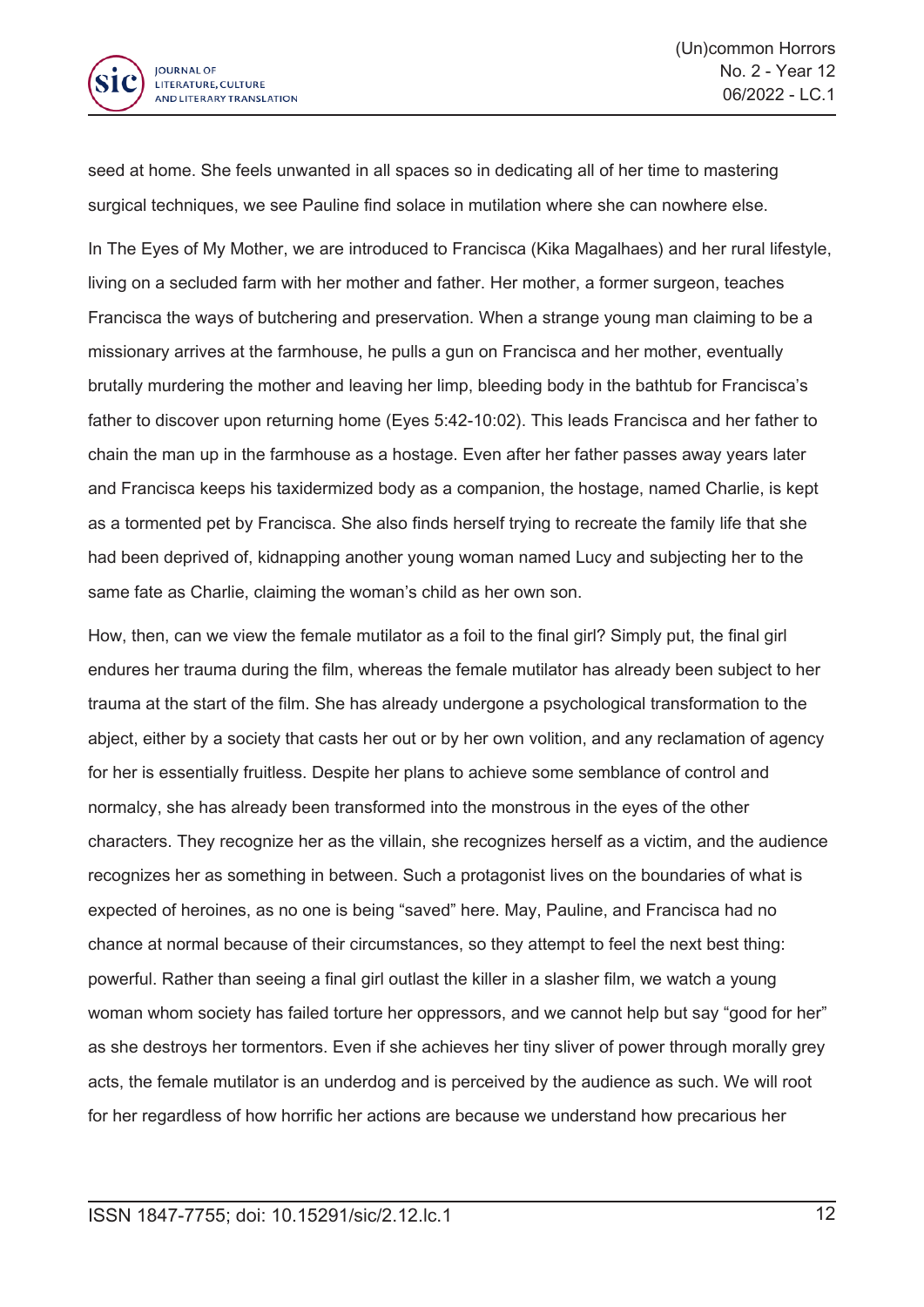seed at home. She feels unwanted in all spaces so in dedicating all of her time to mastering surgical techniques, we see Pauline find solace in mutilation where she can nowhere else.

In The Eyes of My Mother, we are introduced to Francisca (Kika Magalhaes) and her rural lifestyle, living on a secluded farm with her mother and father. Her mother, a former surgeon, teaches Francisca the ways of butchering and preservation. When a strange young man claiming to be a missionary arrives at the farmhouse, he pulls a gun on Francisca and her mother, eventually brutally murdering the mother and leaving her limp, bleeding body in the bathtub for Francisca's father to discover upon returning home (Eyes 5:42-10:02). This leads Francisca and her father to chain the man up in the farmhouse as a hostage. Even after her father passes away years later and Francisca keeps his taxidermized body as a companion, the hostage, named Charlie, is kept as a tormented pet by Francisca. She also finds herself trying to recreate the family life that she had been deprived of, kidnapping another young woman named Lucy and subjecting her to the same fate as Charlie, claiming the woman's child as her own son.

How, then, can we view the female mutilator as a foil to the final girl? Simply put, the final girl endures her trauma during the film, whereas the female mutilator has already been subject to her trauma at the start of the film. She has already undergone a psychological transformation to the abject, either by a society that casts her out or by her own volition, and any reclamation of agency for her is essentially fruitless. Despite her plans to achieve some semblance of control and normalcy, she has already been transformed into the monstrous in the eyes of the other characters. They recognize her as the villain, she recognizes herself as a victim, and the audience recognizes her as something in between. Such a protagonist lives on the boundaries of what is expected of heroines, as no one is being "saved" here. May, Pauline, and Francisca had no chance at normal because of their circumstances, so they attempt to feel the next best thing: powerful. Rather than seeing a final girl outlast the killer in a slasher film, we watch a young woman whom society has failed torture her oppressors, and we cannot help but say "good for her" as she destroys her tormentors. Even if she achieves her tiny sliver of power through morally grey acts, the female mutilator is an underdog and is perceived by the audience as such. We will root for her regardless of how horrific her actions are because we understand how precarious her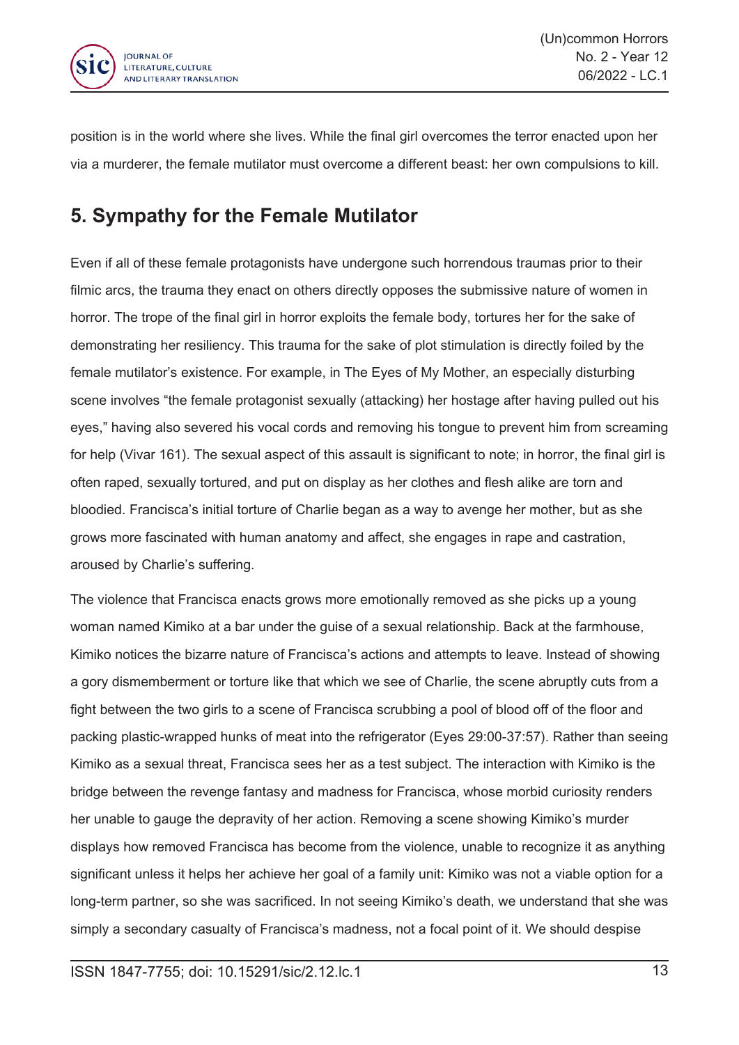position is in the world where she lives. While the final girl overcomes the terror enacted upon her via a murderer, the female mutilator must overcome a different beast: her own compulsions to kill.

## 5. Sympathy for the Female Mutilator

Even if all of these female protagonists have undergone such horrendous traumas prior to their filmic arcs, the trauma they enact on others directly opposes the submissive nature of women in horror. The trope of the final girl in horror exploits the female body, tortures her for the sake of demonstrating her resiliency. This trauma for the sake of plot stimulation is directly foiled by the female mutilator's existence. For example, in The Eyes of My Mother, an especially disturbing scene involves "the female protagonist sexually (attacking) her hostage after having pulled out his eyes," having also severed his vocal cords and removing his tongue to prevent him from screaming for help (Vivar 161). The sexual aspect of this assault is significant to note; in horror, the final girl is often raped, sexually tortured, and put on display as her clothes and flesh alike are torn and bloodied. Francisca's initial torture of Charlie began as a way to avenge her mother, but as she grows more fascinated with human anatomy and affect, she engages in rape and castration, aroused by Charlie's suffering.

The violence that Francisca enacts grows more emotionally removed as she picks up a young woman named Kimiko at a bar under the guise of a sexual relationship. Back at the farmhouse, Kimiko notices the bizarre nature of Francisca's actions and attempts to leave. Instead of showing a gory dismemberment or torture like that which we see of Charlie, the scene abruptly cuts from a fight between the two girls to a scene of Francisca scrubbing a pool of blood off of the floor and packing plastic-wrapped hunks of meat into the refrigerator (Eyes 29:00-37:57). Rather than seeing Kimiko as a sexual threat, Francisca sees her as a test subject. The interaction with Kimiko is the bridge between the revenge fantasy and madness for Francisca, whose morbid curiosity renders her unable to gauge the depravity of her action. Removing a scene showing Kimiko's murder displays how removed Francisca has become from the violence, unable to recognize it as anything significant unless it helps her achieve her goal of a family unit: Kimiko was not a viable option for a long-term partner, so she was sacrificed. In not seeing Kimiko's death, we understand that she was simply a secondary casualty of Francisca's madness, not a focal point of it. We should despise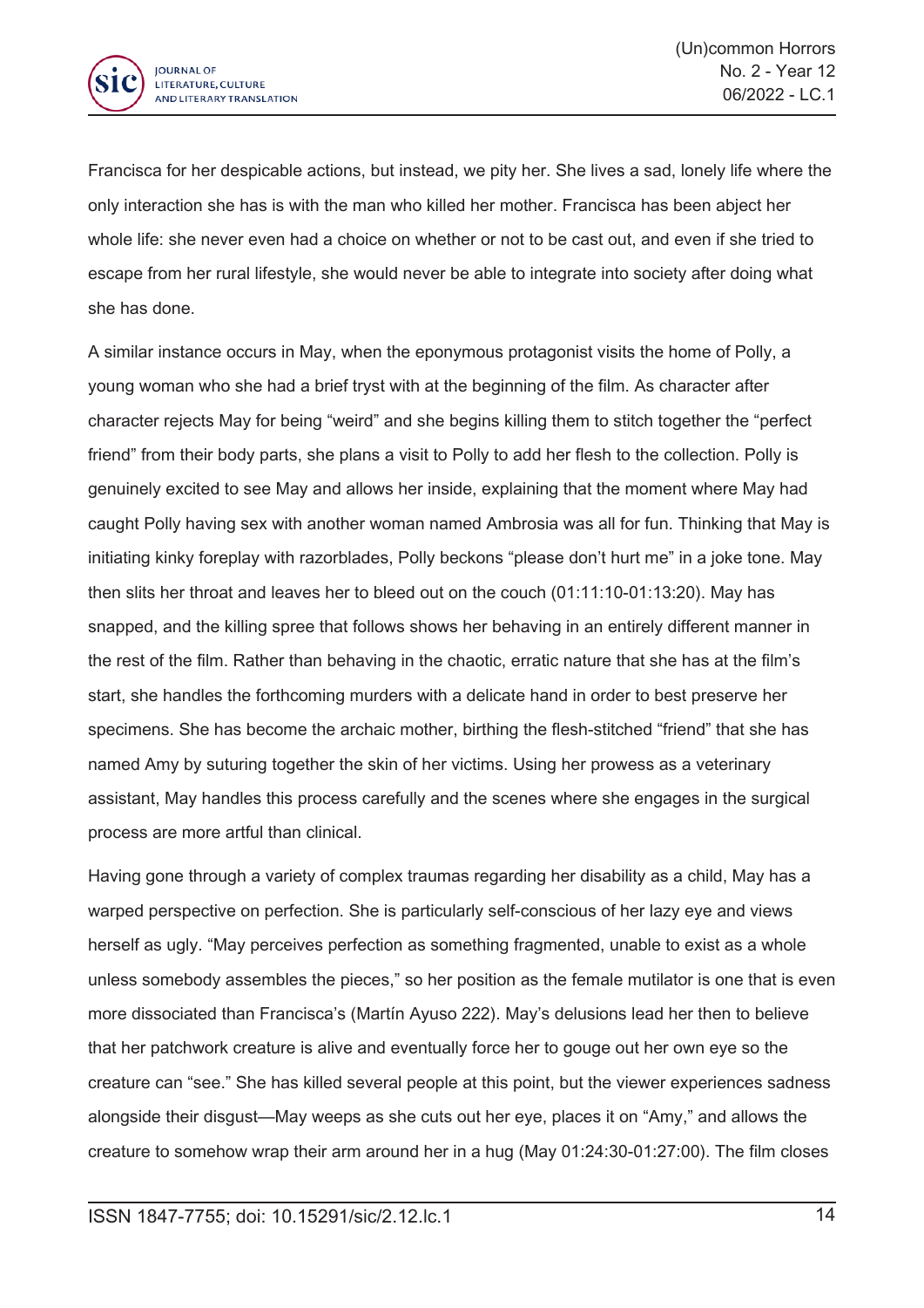Francisca for her despicable actions, but instead, we pity her. She lives a sad, lonely life where the only interaction she has is with the man who killed her mother. Francisca has been abject her whole life: she never even had a choice on whether or not to be cast out, and even if she tried to escape from her rural lifestyle, she would never be able to integrate into society after doing what she has done.

A similar instance occurs in May, when the eponymous protagonist visits the home of Polly, a young woman who she had a brief tryst with at the beginning of the film. As character after character rejects May for being "weird" and she begins killing them to stitch together the "perfect friend" from their body parts, she plans a visit to Polly to add her flesh to the collection. Polly is genuinely excited to see May and allows her inside, explaining that the moment where May had caught Polly having sex with another woman named Ambrosia was all for fun. Thinking that May is initiating kinky foreplay with razorblades, Polly beckons "please don't hurt me" in a joke tone. May then slits her throat and leaves her to bleed out on the couch (01:11:10-01:13:20). May has snapped, and the killing spree that follows shows her behaving in an entirely different manner in the rest of the film. Rather than behaving in the chaotic, erratic nature that she has at the film's start, she handles the forthcoming murders with a delicate hand in order to best preserve her specimens. She has become the archaic mother, birthing the flesh-stitched "friend" that she has named Amy by suturing together the skin of her victims. Using her prowess as a veterinary assistant, May handles this process carefully and the scenes where she engages in the surgical process are more artful than clinical.

Having gone through a variety of complex traumas regarding her disability as a child, May has a warped perspective on perfection. She is particularly self-conscious of her lazy eye and views herself as ugly. "May perceives perfection as something fragmented, unable to exist as a whole unless somebody assembles the pieces," so her position as the female mutilator is one that is even more dissociated than Francisca's (Martín Ayuso 222). May's delusions lead her then to believe that her patchwork creature is alive and eventually force her to gouge out her own eye so the creature can "see." She has killed several people at this point, but the viewer experiences sadness alongside their disgust—May weeps as she cuts out her eye, places it on "Amy," and allows the creature to somehow wrap their arm around her in a hug (May 01:24:30-01:27:00). The film closes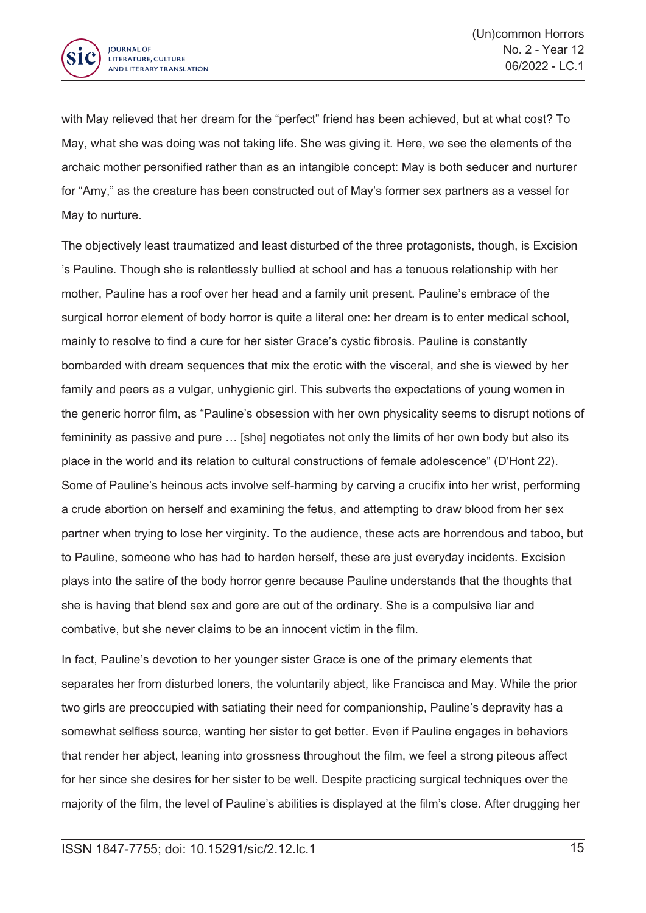with May relieved that her dream for the "perfect" friend has been achieved, but at what cost? To May, what she was doing was not taking life. She was giving it. Here, we see the elements of the archaic mother personified rather than as an intangible concept: May is both seducer and nurturer for "Amy," as the creature has been constructed out of May's former sex partners as a vessel for May to nurture.

The objectively least traumatized and least disturbed of the three protagonists, though, is Excision 's Pauline. Though she is relentlessly bullied at school and has a tenuous relationship with her mother, Pauline has a roof over her head and a family unit present. Pauline's embrace of the surgical horror element of body horror is quite a literal one: her dream is to enter medical school, mainly to resolve to find a cure for her sister Grace's cystic fibrosis. Pauline is constantly bombarded with dream sequences that mix the erotic with the visceral, and she is viewed by her family and peers as a vulgar, unhygienic girl. This subverts the expectations of young women in the generic horror film, as "Pauline's obsession with her own physicality seems to disrupt notions of femininity as passive and pure … [she] negotiates not only the limits of her own body but also its place in the world and its relation to cultural constructions of female adolescence" (D'Hont 22). Some of Pauline's heinous acts involve self-harming by carving a crucifix into her wrist, performing a crude abortion on herself and examining the fetus, and attempting to draw blood from her sex partner when trying to lose her virginity. To the audience, these acts are horrendous and taboo, but to Pauline, someone who has had to harden herself, these are just everyday incidents. Excision plays into the satire of the body horror genre because Pauline understands that the thoughts that she is having that blend sex and gore are out of the ordinary. She is a compulsive liar and combative, but she never claims to be an innocent victim in the film.

In fact, Pauline's devotion to her younger sister Grace is one of the primary elements that separates her from disturbed loners, the voluntarily abject, like Francisca and May. While the prior two girls are preoccupied with satiating their need for companionship, Pauline's depravity has a somewhat selfless source, wanting her sister to get better. Even if Pauline engages in behaviors that render her abject, leaning into grossness throughout the film, we feel a strong piteous affect for her since she desires for her sister to be well. Despite practicing surgical techniques over the majority of the film, the level of Pauline's abilities is displayed at the film's close. After drugging her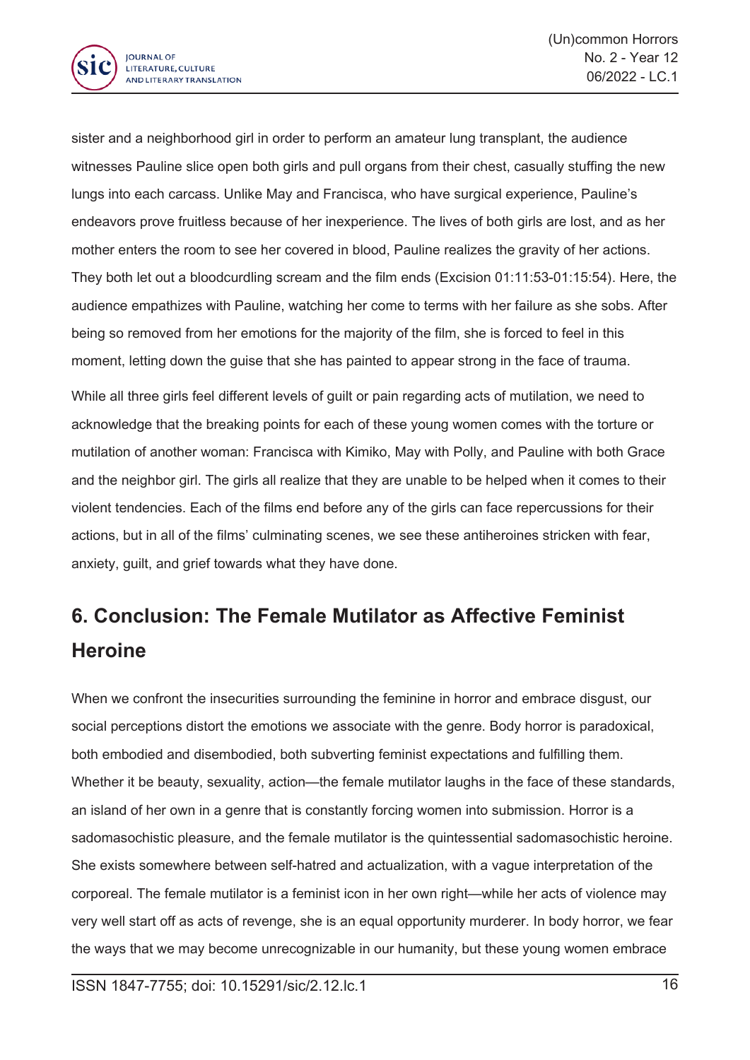sister and a neighborhood girl in order to perform an amateur lung transplant, the audience witnesses Pauline slice open both girls and pull organs from their chest, casually stuffing the new lungs into each carcass. Unlike May and Francisca, who have surgical experience, Pauline's endeavors prove fruitless because of her inexperience. The lives of both girls are lost, and as her mother enters the room to see her covered in blood, Pauline realizes the gravity of her actions. They both let out a bloodcurdling scream and the film ends (Excision 01:11:53-01:15:54). Here, the audience empathizes with Pauline, watching her come to terms with her failure as she sobs. After being so removed from her emotions for the majority of the film, she is forced to feel in this moment, letting down the guise that she has painted to appear strong in the face of trauma.

While all three girls feel different levels of guilt or pain regarding acts of mutilation, we need to acknowledge that the breaking points for each of these young women comes with the torture or mutilation of another woman: Francisca with Kimiko, May with Polly, and Pauline with both Grace and the neighbor girl. The girls all realize that they are unable to be helped when it comes to their violent tendencies. Each of the films end before any of the girls can face repercussions for their actions, but in all of the films' culminating scenes, we see these antiheroines stricken with fear, anxiety, guilt, and grief towards what they have done.

## 6. Conclusion: The Female Mutilator as Affective Feminist Heroine

When we confront the insecurities surrounding the feminine in horror and embrace disgust, our social perceptions distort the emotions we associate with the genre. Body horror is paradoxical, both embodied and disembodied, both subverting feminist expectations and fulfilling them. Whether it be beauty, sexuality, action—the female mutilator laughs in the face of these standards, an island of her own in a genre that is constantly forcing women into submission. Horror is a sadomasochistic pleasure, and the female mutilator is the quintessential sadomasochistic heroine. She exists somewhere between self-hatred and actualization, with a vague interpretation of the corporeal. The female mutilator is a feminist icon in her own right—while her acts of violence may very well start off as acts of revenge, she is an equal opportunity murderer. In body horror, we fear the ways that we may become unrecognizable in our humanity, but these young women embrace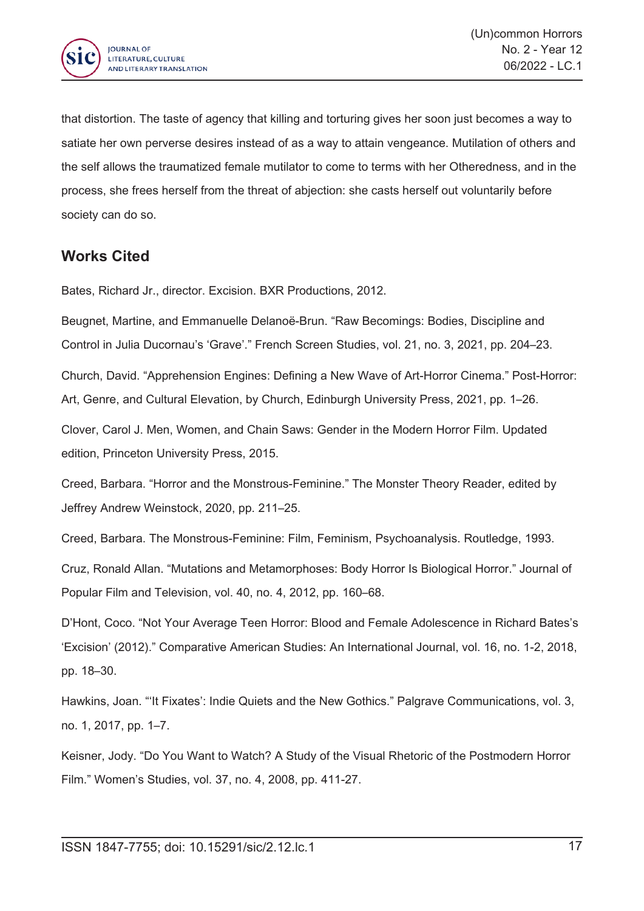that distortion. The taste of agency that killing and torturing gives her soon just becomes a way to satiate her own perverse desires instead of as a way to attain vengeance. Mutilation of others and the self allows the traumatized female mutilator to come to terms with her Otheredness, and in the process, she frees herself from the threat of abjection: she casts herself out voluntarily before society can do so.

## Works Cited

Bates, Richard Jr., director. Excision. BXR Productions, 2012.

Beugnet, Martine, and Emmanuelle Delanoë-Brun. "Raw Becomings: Bodies, Discipline and Control in Julia Ducornau's 'Grave'." French Screen Studies, vol. 21, no. 3, 2021, pp. 204–23.

Church, David. "Apprehension Engines: Defining a New Wave of Art-Horror Cinema." Post-Horror: Art, Genre, and Cultural Elevation, by Church, Edinburgh University Press, 2021, pp. 1–26.

Clover, Carol J. Men, Women, and Chain Saws: Gender in the Modern Horror Film. Updated edition, Princeton University Press, 2015.

Creed, Barbara. "Horror and the Monstrous-Feminine." The Monster Theory Reader, edited by Jeffrey Andrew Weinstock, 2020, pp. 211–25.

Creed, Barbara. The Monstrous-Feminine: Film, Feminism, Psychoanalysis. Routledge, 1993.

Cruz, Ronald Allan. "Mutations and Metamorphoses: Body Horror Is Biological Horror." Journal of Popular Film and Television, vol. 40, no. 4, 2012, pp. 160–68.

D'Hont, Coco. "Not Your Average Teen Horror: Blood and Female Adolescence in Richard Bates's 'Excision' (2012)." Comparative American Studies: An International Journal, vol. 16, no. 1-2, 2018, pp. 18–30.

Hawkins, Joan. "'It Fixates': Indie Quiets and the New Gothics." Palgrave Communications, vol. 3, no. 1, 2017, pp. 1–7.

Keisner, Jody. "Do You Want to Watch? A Study of the Visual Rhetoric of the Postmodern Horror Film." Women's Studies, vol. 37, no. 4, 2008, pp. 411-27.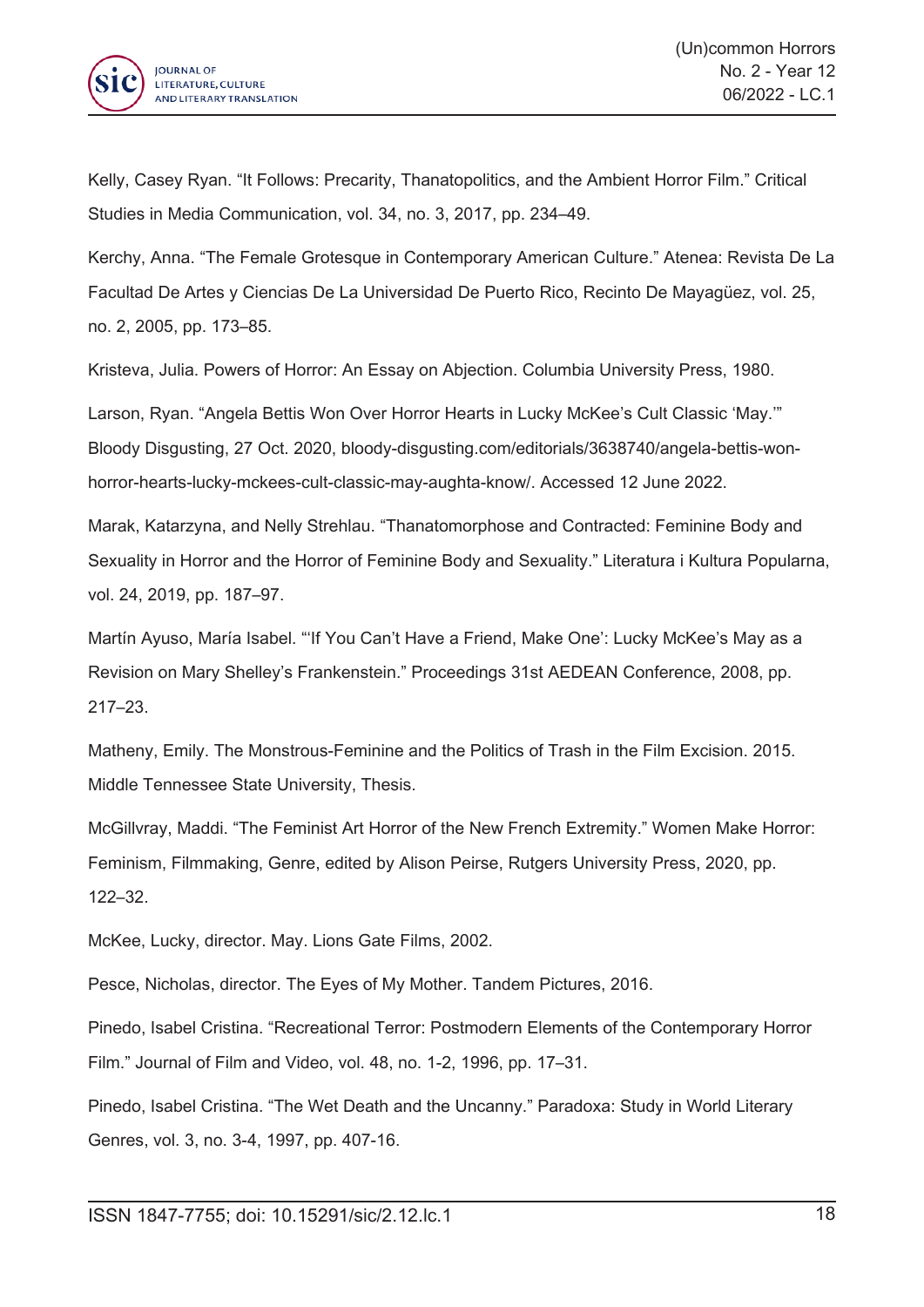Kelly, Casey Ryan. “It Follows: Precarity, Thanatopolitics, and the Ambient Horror Film.” Critical Studies in Media Communication, vol. 34, no. 3, 2017, pp. 234–49.

Kerchy, Anna. “The Female Grotesque in Contemporary American Culture.” Atenea: Revista De La Facultad De Artes y Ciencias De La Universidad De Puerto Rico, Recinto De Mayagüez, vol. 25, no. 2, 2005, pp. 173–85.

Kristeva, Julia. Powers of Horror: An Essay on Abjection. Columbia University Press, 1980.

Larson, Ryan. “Angela Bettis Won Over Horror Hearts in Lucky McKee’s Cult Classic ‘May.’” Bloody Disgusting, 27 Oct. 2020, bloody-disgusting.com/editorials/3638740/angela-bettis-won-horror-hearts-lucky-mckees-cult-classic-may-aughta-know/. Accessed 12 June 2022.

Marak, Katarzyna, and Nelly Strehlau. “Thanatomorphose and Contracted: Feminine Body and Sexuality in Horror and the Horror of Feminine Body and Sexuality.” Literatura i Kultura Popularna, vol. 24, 2019, pp. 187–97.

Martín Ayuso, María Isabel. “‘If You Can’t Have a Friend, Make One’: Lucky McKee’s May as a Revision on Mary Shelley’s Frankenstein.” Proceedings 31st AEDEAN Conference, 2008, pp. 217–23.

Matheny, Emily. The Monstrous-Feminine and the Politics of Trash in the Film Excision. 2015. Middle Tennessee State University, Thesis.

McGillvray, Maddi. “The Feminist Art Horror of the New French Extremity.” Women Make Horror: Feminism, Filmmaking, Genre, edited by Alison Peirse, Rutgers University Press, 2020, pp. 122–32.

McKee, Lucky, director. May. Lions Gate Films, 2002.

Pesce, Nicholas, director. The Eyes of My Mother. Tandem Pictures, 2016.

Pinedo, Isabel Cristina. “Recreational Terror: Postmodern Elements of the Contemporary Horror Film.” Journal of Film and Video, vol. 48, no. 1-2, 1996, pp. 17–31.

Pinedo, Isabel Cristina. “The Wet Death and the Uncanny.” Paradoxa: Study in World Literary Genres, vol. 3, no. 3-4, 1997, pp. 407-16.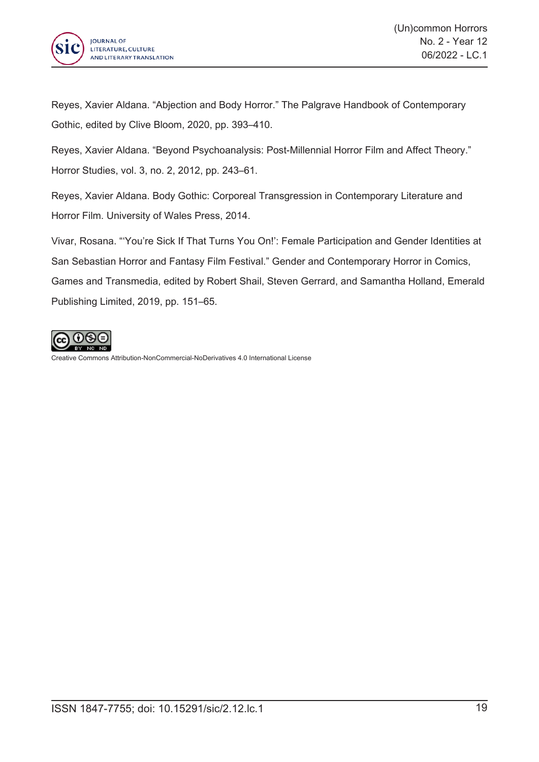Reyes, Xavier Aldana. “Abjection and Body Horror.” The Palgrave Handbook of Contemporary Gothic, edited by Clive Bloom, 2020, pp. 393–410.

Reyes, Xavier Aldana. “Beyond Psychoanalysis: Post-Millennial Horror Film and Affect Theory.” Horror Studies, vol. 3, no. 2, 2012, pp. 243–61.

Reyes, Xavier Aldana. Body Gothic: Corporeal Transgression in Contemporary Literature and Horror Film. University of Wales Press, 2014.

Vivar, Rosana. “‘You’re Sick If That Turns You On!’: Female Participation and Gender Identities at San Sebastian Horror and Fantasy Film Festival.” Gender and Contemporary Horror in Comics, Games and Transmedia, edited by Robert Shail, Steven Gerrard, and Samantha Holland, Emerald Publishing Limited, 2019, pp. 151–65.

Creative Commons Attribution-NonCommercial-NoDerivatives 4.0 International License